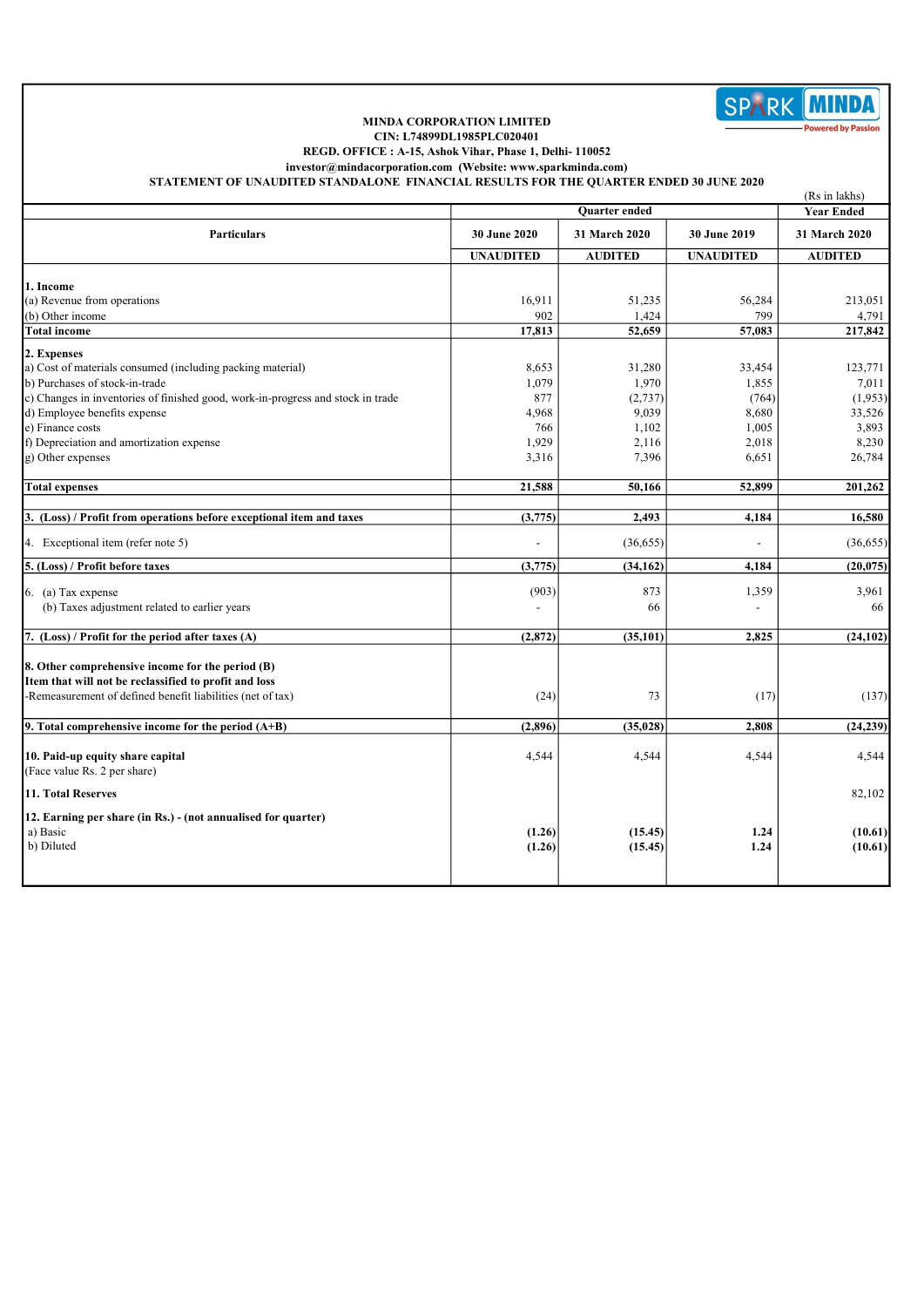**MINDA CORPORATION LIMITED**
**CIN: L74899DL1985PLC020401**
**REGD. OFFICE : A-15, Ashok Vihar, Phase 1, Delhi- 110052**
**investor@mindacorporation.com (Website: www.sparkminda.com)**

**STATEMENT OF UNAUDITED STANDALONE FINANCIAL RESULTS FOR THE QUARTER ENDED 30 JUNE 2020**

(Rs in lakhs)

| Particulars | Quarter ended | | | Year Ended |
|---|---|---|---|---|
| | 30 June 2020 | 31 March 2020 | 30 June 2019 | 31 March 2020 |
| | UNAUDITED | AUDITED | UNAUDITED | AUDITED |
| **1. Income** | | | | |
| (a) Revenue from operations | 16,911 | 51,235 | 56,284 | 213,051 |
| (b) Other income | 902 | 1,424 | 799 | 4,791 |
| **Total income** | **17,813** | **52,659** | **57,083** | **217,842** |
| **2. Expenses** | | | | |
| a) Cost of materials consumed (including packing material) | 8,653 | 31,280 | 33,454 | 123,771 |
| b) Purchases of stock-in-trade | 1,079 | 1,970 | 1,855 | 7,011 |
| c) Changes in inventories of finished good, work-in-progress and stock in trade | 877 | (2,737) | (764) | (1,953) |
| d) Employee benefits expense | 4,968 | 9,039 | 8,680 | 33,526 |
| e) Finance costs | 766 | 1,102 | 1,005 | 3,893 |
| f) Depreciation and amortization expense | 1,929 | 2,116 | 2,018 | 8,230 |
| g) Other expenses | 3,316 | 7,396 | 6,651 | 26,784 |
| **Total expenses** | **21,588** | **50,166** | **52,899** | **201,262** |
| **3. (Loss) / Profit from operations before exceptional item and taxes** | **(3,775)** | **2,493** | **4,184** | **16,580** |
| 4. Exceptional item (refer note 5) | - | (36,655) | - | (36,655) |
| **5. (Loss) / Profit before taxes** | **(3,775)** | **(34,162)** | **4,184** | **(20,075)** |
| 6. (a) Tax expense | (903) | 873 | 1,359 | 3,961 |
| (b) Taxes adjustment related to earlier years | - | 66 | - | 66 |
| **7. (Loss) / Profit for the period after taxes (A)** | **(2,872)** | **(35,101)** | **2,825** | **(24,102)** |
| **8. Other comprehensive income for the period (B)** | | | | |
| **Item that will not be reclassified to profit and loss** | | | | |
| -Remeasurement of defined benefit liabilities (net of tax) | (24) | 73 | (17) | (137) |
| **9. Total comprehensive income for the period (A+B)** | **(2,896)** | **(35,028)** | **2,808** | **(24,239)** |
| **10. Paid-up equity share capital** | 4,544 | 4,544 | 4,544 | 4,544 |
| (Face value Rs. 2 per share) | | | | |
| **11. Total Reserves** | | | | 82,102 |
| **12. Earning per share (in Rs.) - (not annualised for quarter)** | | | | |
| a) Basic | **(1.26)** | **(15.45)** | **1.24** | **(10.61)** |
| b) Diluted | **(1.26)** | **(15.45)** | **1.24** | **(10.61)** |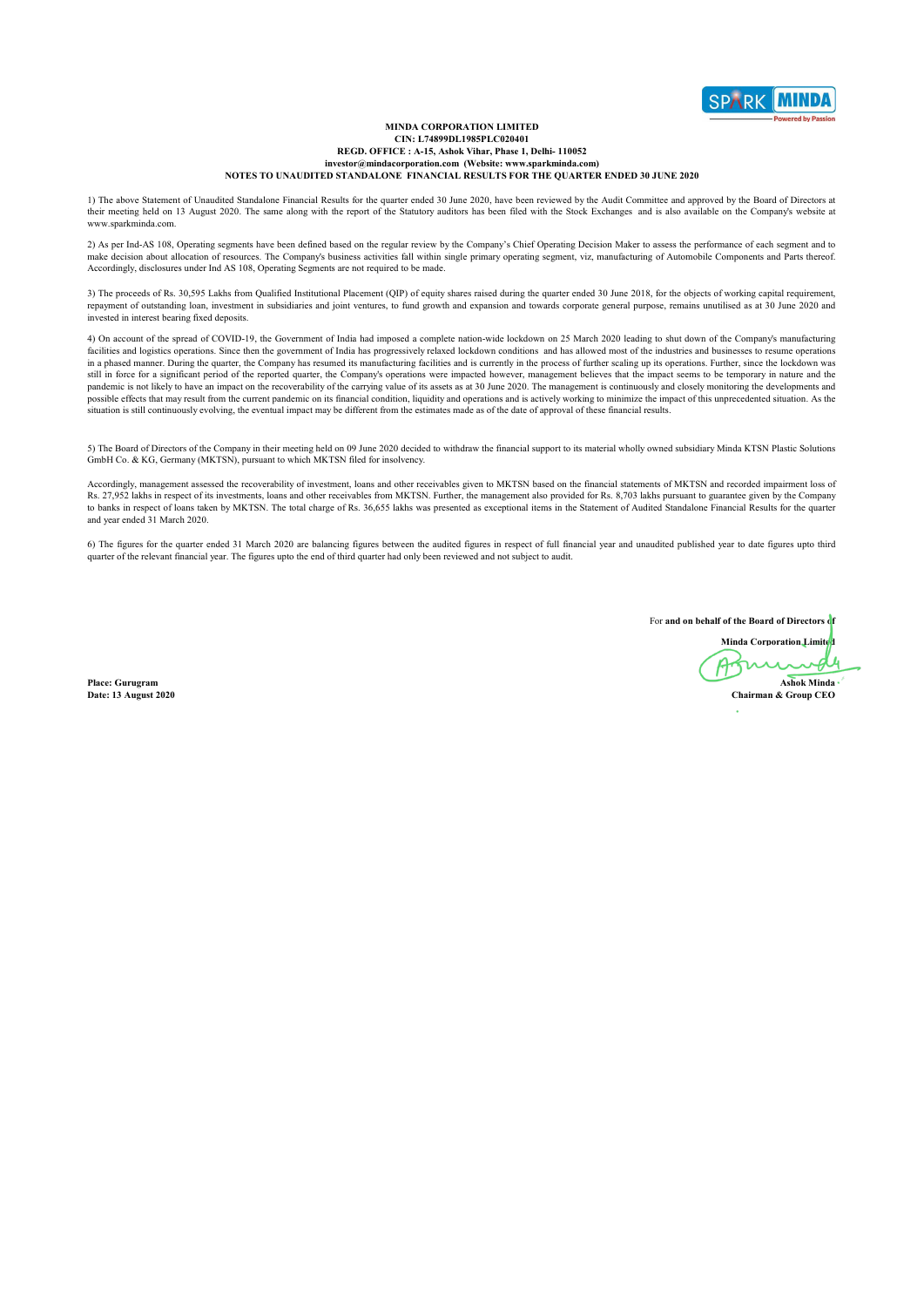**MINDA CORPORATION LIMITED**
**CIN: L74899DL1985PLC020401**
**REGD. OFFICE : A-15, Ashok Vihar, Phase 1, Delhi- 110052**
**investor@mindacorporation.com (Website: www.sparkminda.com)**
**NOTES TO UNAUDITED STANDALONE FINANCIAL RESULTS FOR THE QUARTER ENDED 30 JUNE 2020**

1) The above Statement of Unaudited Standalone Financial Results for the quarter ended 30 June 2020, have been reviewed by the Audit Committee and approved by the Board of Directors at their meeting held on 13 August 2020. The same along with the report of the Statutory auditors has been filed with the Stock Exchanges and is also available on the Company's website at www.sparkminda.com.

2) As per Ind-AS 108, Operating segments have been defined based on the regular review by the Company's Chief Operating Decision Maker to assess the performance of each segment and to make decision about allocation of resources. The Company's business activities fall within single primary operating segment, viz, manufacturing of Automobile Components and Parts thereof. Accordingly, disclosures under Ind AS 108, Operating Segments are not required to be made.

3) The proceeds of Rs. 30,595 Lakhs from Qualified Institutional Placement (QIP) of equity shares raised during the quarter ended 30 June 2018, for the objects of working capital requirement, repayment of outstanding loan, investment in subsidiaries and joint ventures, to fund growth and expansion and towards corporate general purpose, remains unutilised as at 30 June 2020 and invested in interest bearing fixed deposits.

4) On account of the spread of COVID-19, the Government of India had imposed a complete nation-wide lockdown on 25 March 2020 leading to shut down of the Company's manufacturing facilities and logistics operations. Since then the government of India has progressively relaxed lockdown conditions and has allowed most of the industries and businesses to resume operations in a phased manner. During the quarter, the Company has resumed its manufacturing facilities and is currently in the process of further scaling up its operations. Further, since the lockdown was still in force for a significant period of the reported quarter, the Company's operations were impacted however, management believes that the impact seems to be temporary in nature and the pandemic is not likely to have an impact on the recoverability of the carrying value of its assets as at 30 June 2020. The management is continuously and closely monitoring the developments and possible effects that may result from the current pandemic on its financial condition, liquidity and operations and is actively working to minimize the impact of this unprecedented situation. As the situation is still continuously evolving, the eventual impact may be different from the estimates made as of the date of approval of these financial results.

5) The Board of Directors of the Company in their meeting held on 09 June 2020 decided to withdraw the financial support to its material wholly owned subsidiary Minda KTSN Plastic Solutions GmbH Co. & KG, Germany (MKTSN), pursuant to which MKTSN filed for insolvency.

Accordingly, management assessed the recoverability of investment, loans and other receivables given to MKTSN based on the financial statements of MKTSN and recorded impairment loss of Rs. 27,952 lakhs in respect of its investments, loans and other receivables from MKTSN. Further, the management also provided for Rs. 8,703 lakhs pursuant to guarantee given by the Company to banks in respect of loans taken by MKTSN. The total charge of Rs. 36,655 lakhs was presented as exceptional items in the Statement of Audited Standalone Financial Results for the quarter and year ended 31 March 2020.

6) The figures for the quarter ended 31 March 2020 are balancing figures between the audited figures in respect of full financial year and unaudited published year to date figures upto third quarter of the relevant financial year. The figures upto the end of third quarter had only been reviewed and not subject to audit.

For **and on behalf of the Board of Directors of**

**Minda Corporation Limited**

**Ashok Minda**
**Chairman & Group CEO**

**Place: Gurugram**
**Date: 13 August 2020**